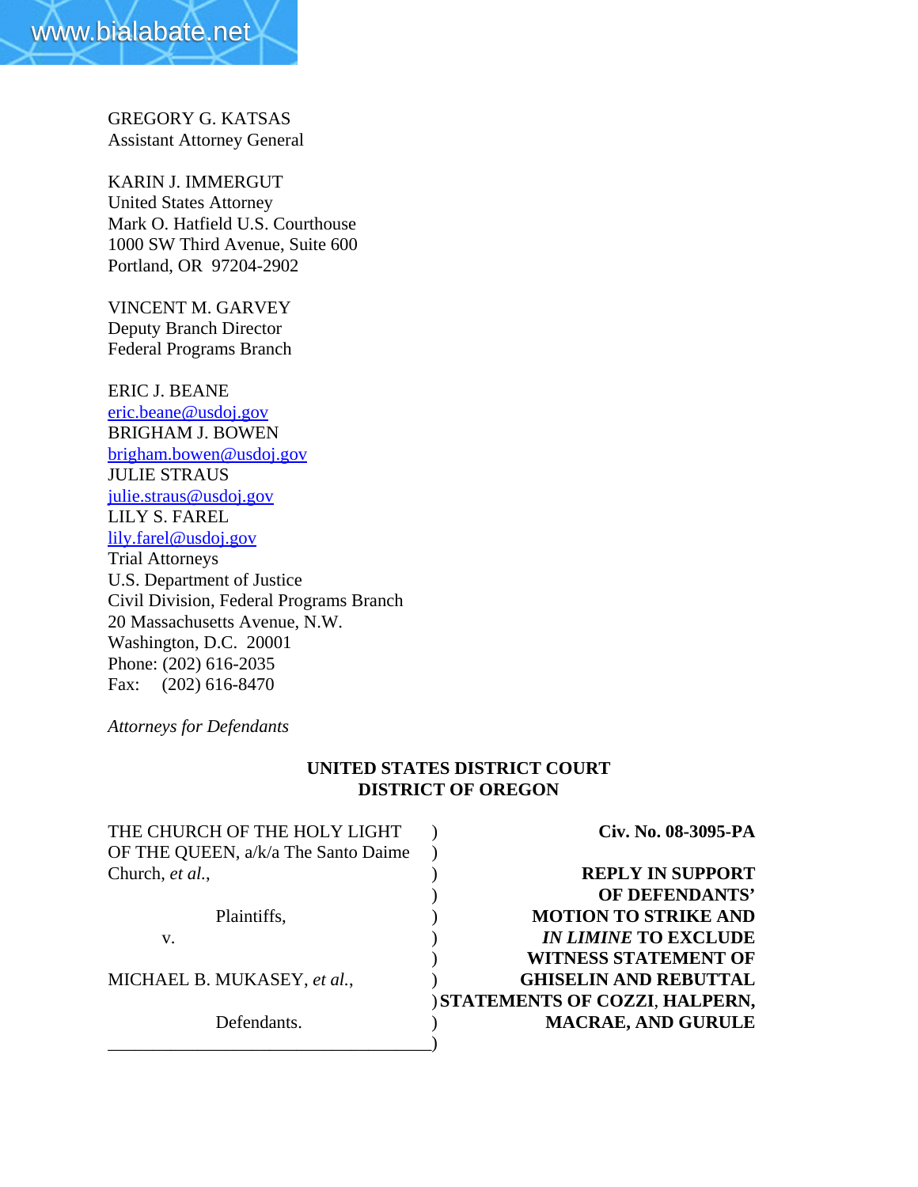GREGORY G. KATSAS
Assistant Attorney General

KARIN J. IMMERGUT
United States Attorney
Mark O. Hatfield U.S. Courthouse
1000 SW Third Avenue, Suite 600
Portland, OR 97204-2902

VINCENT M. GARVEY
Deputy Branch Director
Federal Programs Branch

ERIC J. BEANE
eric.beane@usdoj.gov
BRIGHAM J. BOWEN
brigham.bowen@usdoj.gov
JULIE STRAUS
julie.straus@usdoj.gov
LILY S. FAREL
lily.farel@usdoj.gov
Trial Attorneys
U.S. Department of Justice
Civil Division, Federal Programs Branch
20 Massachusetts Avenue, N.W.
Washington, D.C. 20001
Phone: (202) 616-2035
Fax: (202) 616-8470

*Attorneys for Defendants*

**UNITED STATES DISTRICT COURT**
**DISTRICT OF OREGON**

| | | |
|---|---|---|
| THE CHURCH OF THE HOLY LIGHT OF THE QUEEN, a/k/a The Santo Daime Church, *et al.*, | ) | **Civ. No. 08-3095-PA** |
| Plaintiffs, | ) | |
| v. | ) | **REPLY IN SUPPORT OF DEFENDANTS' MOTION TO STRIKE AND *IN LIMINE* TO EXCLUDE WITNESS STATEMENT OF GHISELIN AND REBUTTAL STATEMENTS OF COZZI, HALPERN, MACRAE, AND GURULE** |
| MICHAEL B. MUKASEY, *et al.*, | ) | |
| Defendants. | ) | |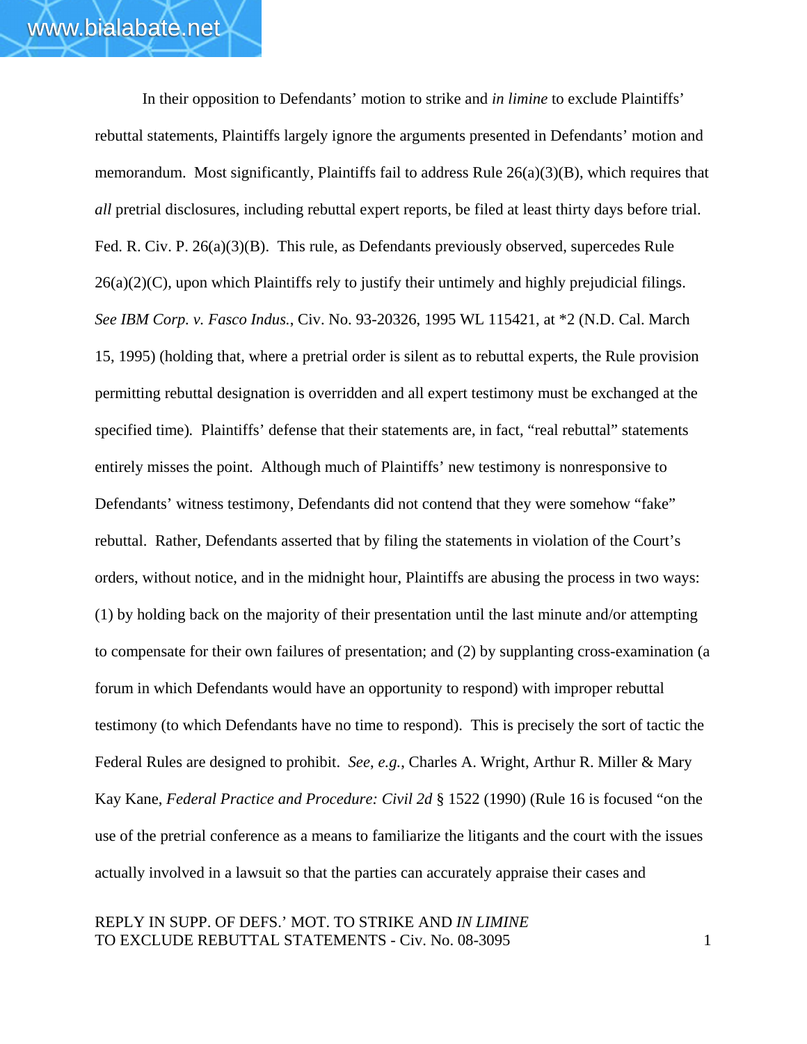In their opposition to Defendants' motion to strike and *in limine* to exclude Plaintiffs' rebuttal statements, Plaintiffs largely ignore the arguments presented in Defendants' motion and memorandum. Most significantly, Plaintiffs fail to address Rule 26(a)(3)(B), which requires that *all* pretrial disclosures, including rebuttal expert reports, be filed at least thirty days before trial. Fed. R. Civ. P. 26(a)(3)(B). This rule, as Defendants previously observed, supercedes Rule 26(a)(2)(C), upon which Plaintiffs rely to justify their untimely and highly prejudicial filings. *See IBM Corp. v. Fasco Indus.*, Civ. No. 93-20326, 1995 WL 115421, at *2 (N.D. Cal. March 15, 1995) (holding that, where a pretrial order is silent as to rebuttal experts, the Rule provision permitting rebuttal designation is overridden and all expert testimony must be exchanged at the specified time). Plaintiffs' defense that their statements are, in fact, "real rebuttal" statements entirely misses the point. Although much of Plaintiffs' new testimony is nonresponsive to Defendants' witness testimony, Defendants did not contend that they were somehow "fake" rebuttal. Rather, Defendants asserted that by filing the statements in violation of the Court's orders, without notice, and in the midnight hour, Plaintiffs are abusing the process in two ways: (1) by holding back on the majority of their presentation until the last minute and/or attempting to compensate for their own failures of presentation; and (2) by supplanting cross-examination (a forum in which Defendants would have an opportunity to respond) with improper rebuttal testimony (to which Defendants have no time to respond). This is precisely the sort of tactic the Federal Rules are designed to prohibit. *See*, *e.g.*, Charles A. Wright, Arthur R. Miller & Mary Kay Kane, *Federal Practice and Procedure: Civil 2d* § 1522 (1990) (Rule 16 is focused "on the use of the pretrial conference as a means to familiarize the litigants and the court with the issues actually involved in a lawsuit so that the parties can accurately appraise their cases and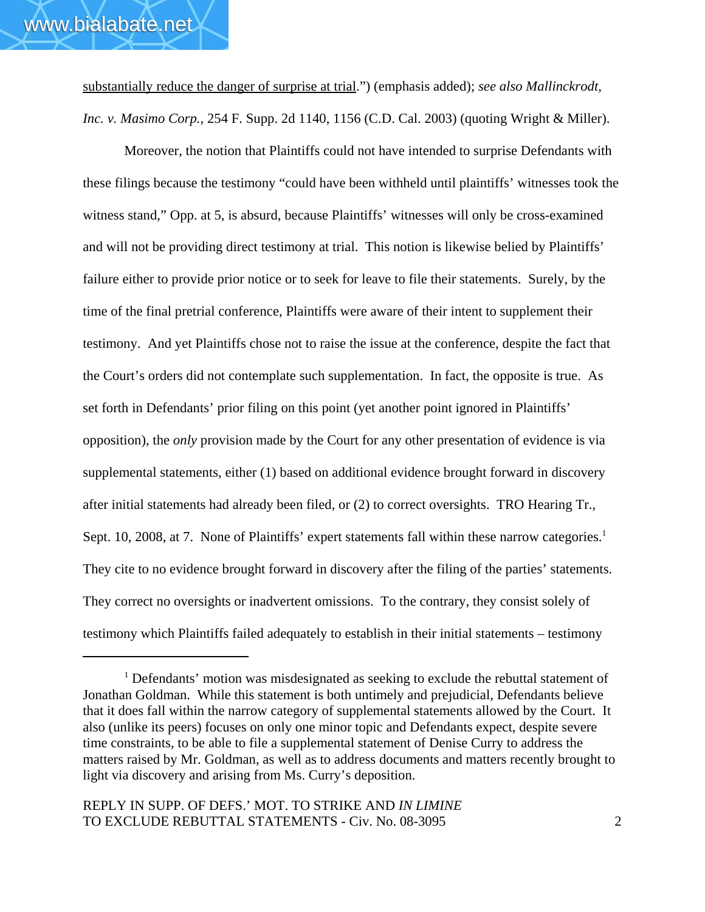substantially reduce the danger of surprise at trial.") (emphasis added); *see also Mallinckrodt, Inc. v. Masimo Corp.*, 254 F. Supp. 2d 1140, 1156 (C.D. Cal. 2003) (quoting Wright & Miller).

Moreover, the notion that Plaintiffs could not have intended to surprise Defendants with these filings because the testimony "could have been withheld until plaintiffs' witnesses took the witness stand," Opp. at 5, is absurd, because Plaintiffs' witnesses will only be cross-examined and will not be providing direct testimony at trial. This notion is likewise belied by Plaintiffs' failure either to provide prior notice or to seek for leave to file their statements. Surely, by the time of the final pretrial conference, Plaintiffs were aware of their intent to supplement their testimony. And yet Plaintiffs chose not to raise the issue at the conference, despite the fact that the Court's orders did not contemplate such supplementation. In fact, the opposite is true. As set forth in Defendants' prior filing on this point (yet another point ignored in Plaintiffs' opposition), the *only* provision made by the Court for any other presentation of evidence is via supplemental statements, either (1) based on additional evidence brought forward in discovery after initial statements had already been filed, or (2) to correct oversights. TRO Hearing Tr., Sept. 10, 2008, at 7. None of Plaintiffs' expert statements fall within these narrow categories.[1] They cite to no evidence brought forward in discovery after the filing of the parties' statements. They correct no oversights or inadvertent omissions. To the contrary, they consist solely of testimony which Plaintiffs failed adequately to establish in their initial statements – testimony

[1] Defendants' motion was misdesignated as seeking to exclude the rebuttal statement of Jonathan Goldman. While this statement is both untimely and prejudicial, Defendants believe that it does fall within the narrow category of supplemental statements allowed by the Court. It also (unlike its peers) focuses on only one minor topic and Defendants expect, despite severe time constraints, to be able to file a supplemental statement of Denise Curry to address the matters raised by Mr. Goldman, as well as to address documents and matters recently brought to light via discovery and arising from Ms. Curry's deposition.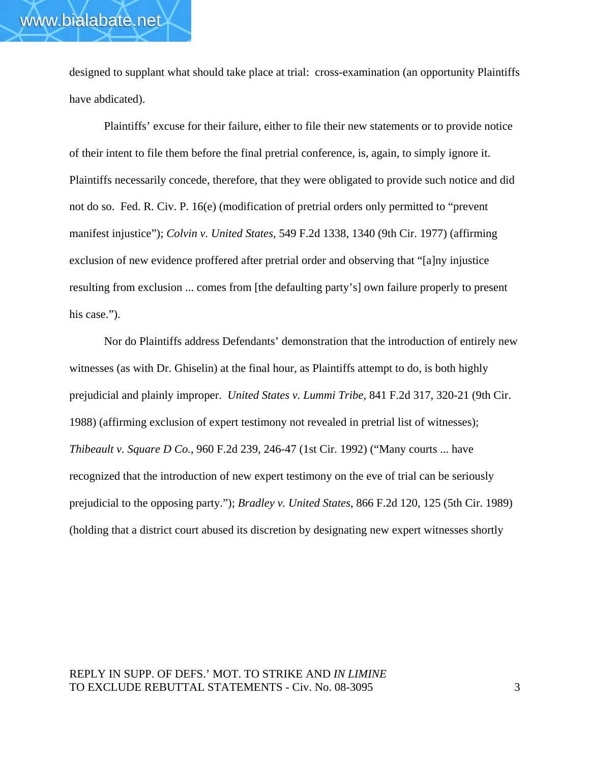designed to supplant what should take place at trial: cross-examination (an opportunity Plaintiffs have abdicated).

Plaintiffs' excuse for their failure, either to file their new statements or to provide notice of their intent to file them before the final pretrial conference, is, again, to simply ignore it. Plaintiffs necessarily concede, therefore, that they were obligated to provide such notice and did not do so. Fed. R. Civ. P. 16(e) (modification of pretrial orders only permitted to "prevent manifest injustice"); *Colvin v. United States*, 549 F.2d 1338, 1340 (9th Cir. 1977) (affirming exclusion of new evidence proffered after pretrial order and observing that "[a]ny injustice resulting from exclusion ... comes from [the defaulting party's] own failure properly to present his case.").

Nor do Plaintiffs address Defendants' demonstration that the introduction of entirely new witnesses (as with Dr. Ghiselin) at the final hour, as Plaintiffs attempt to do, is both highly prejudicial and plainly improper. *United States v. Lummi Tribe*, 841 F.2d 317, 320-21 (9th Cir. 1988) (affirming exclusion of expert testimony not revealed in pretrial list of witnesses); *Thibeault v. Square D Co.*, 960 F.2d 239, 246-47 (1st Cir. 1992) ("Many courts ... have recognized that the introduction of new expert testimony on the eve of trial can be seriously prejudicial to the opposing party."); *Bradley v. United States*, 866 F.2d 120, 125 (5th Cir. 1989) (holding that a district court abused its discretion by designating new expert witnesses shortly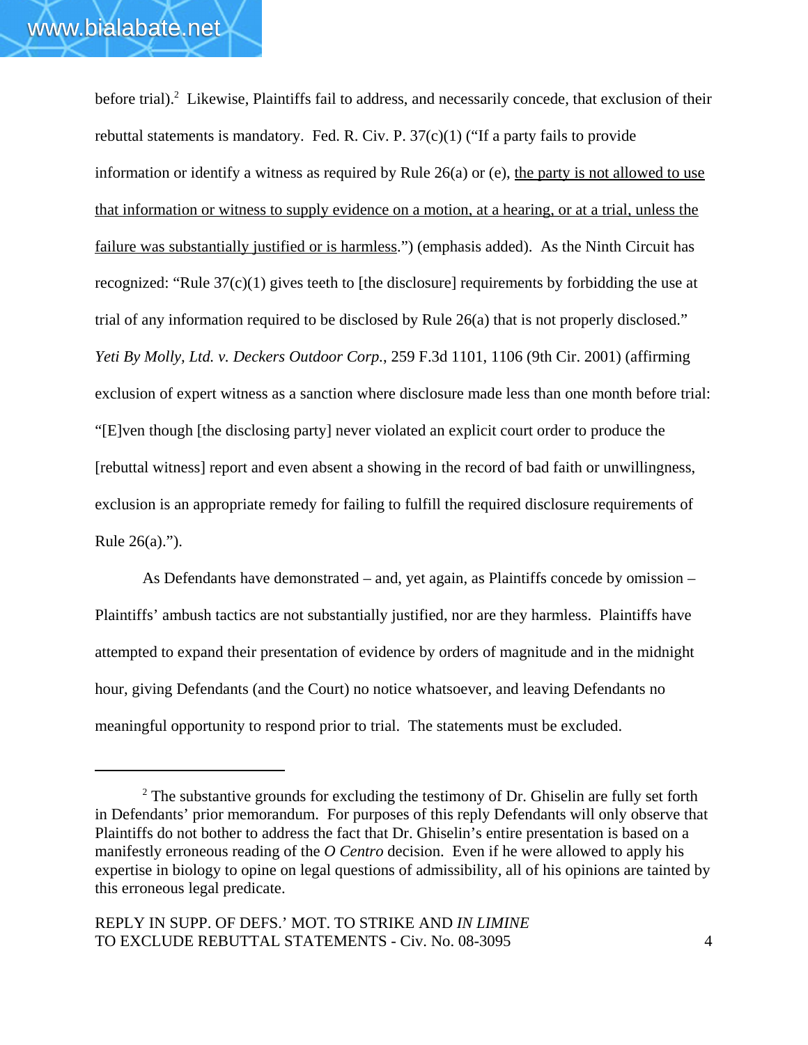before trial).[2] Likewise, Plaintiffs fail to address, and necessarily concede, that exclusion of their rebuttal statements is mandatory. Fed. R. Civ. P. 37(c)(1) ("If a party fails to provide information or identify a witness as required by Rule 26(a) or (e), <u>the party is not allowed to use that information or witness to supply evidence on a motion, at a hearing, or at a trial, unless the failure was substantially justified or is harmless</u>.") (emphasis added). As the Ninth Circuit has recognized: "Rule 37(c)(1) gives teeth to [the disclosure] requirements by forbidding the use at trial of any information required to be disclosed by Rule 26(a) that is not properly disclosed." *Yeti By Molly, Ltd. v. Deckers Outdoor Corp.*, 259 F.3d 1101, 1106 (9th Cir. 2001) (affirming exclusion of expert witness as a sanction where disclosure made less than one month before trial: "[E]ven though [the disclosing party] never violated an explicit court order to produce the [rebuttal witness] report and even absent a showing in the record of bad faith or unwillingness, exclusion is an appropriate remedy for failing to fulfill the required disclosure requirements of Rule 26(a).").

As Defendants have demonstrated – and, yet again, as Plaintiffs concede by omission – Plaintiffs' ambush tactics are not substantially justified, nor are they harmless. Plaintiffs have attempted to expand their presentation of evidence by orders of magnitude and in the midnight hour, giving Defendants (and the Court) no notice whatsoever, and leaving Defendants no meaningful opportunity to respond prior to trial. The statements must be excluded.

---

[2] The substantive grounds for excluding the testimony of Dr. Ghiselin are fully set forth in Defendants' prior memorandum. For purposes of this reply Defendants will only observe that Plaintiffs do not bother to address the fact that Dr. Ghiselin's entire presentation is based on a manifestly erroneous reading of the *O Centro* decision. Even if he were allowed to apply his expertise in biology to opine on legal questions of admissibility, all of his opinions are tainted by this erroneous legal predicate.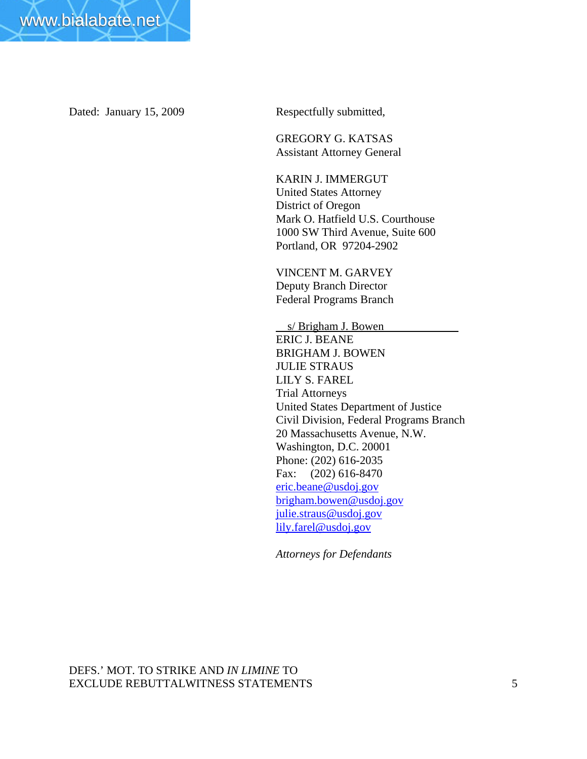Dated: January 15, 2009

Respectfully submitted,

GREGORY G. KATSAS
Assistant Attorney General

KARIN J. IMMERGUT
United States Attorney
District of Oregon
Mark O. Hatfield U.S. Courthouse
1000 SW Third Avenue, Suite 600
Portland, OR 97204-2902

VINCENT M. GARVEY
Deputy Branch Director
Federal Programs Branch

s/ Brigham J. Bowen
ERIC J. BEANE
BRIGHAM J. BOWEN
JULIE STRAUS
LILY S. FAREL
Trial Attorneys
United States Department of Justice
Civil Division, Federal Programs Branch
20 Massachusetts Avenue, N.W.
Washington, D.C. 20001
Phone: (202) 616-2035
Fax: (202) 616-8470
eric.beane@usdoj.gov
brigham.bowen@usdoj.gov
julie.straus@usdoj.gov
lily.farel@usdoj.gov

*Attorneys for Defendants*